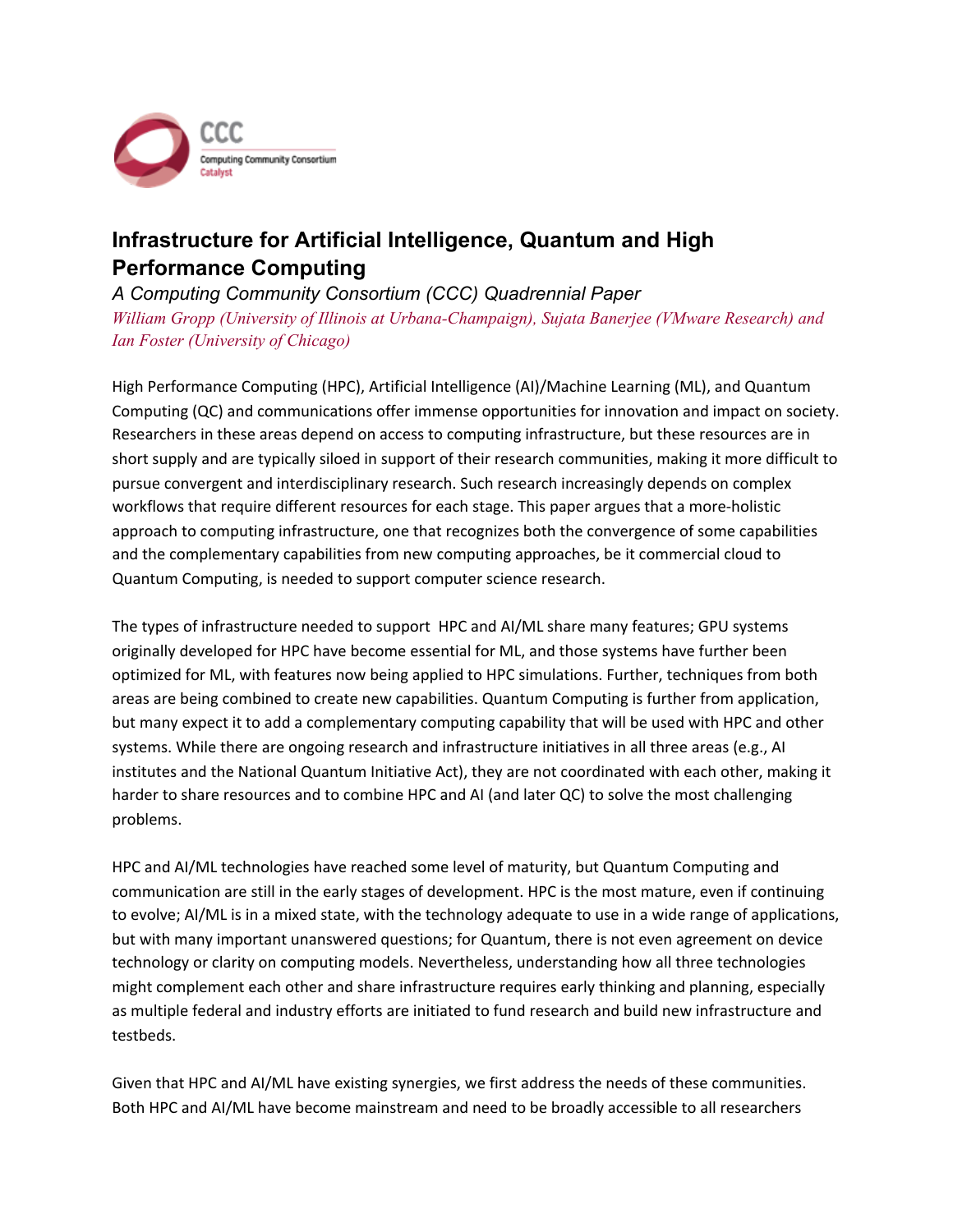# Infrastructure for Artificial Intelligence, Quantum and High Performance Computing

*A Computing Community Consortium (CCC) Quadrennial Paper*

*William Gropp (University of Illinois at Urbana-Champaign), Sujata Banerjee (VMware Research) and Ian Foster (University of Chicago)*

High Performance Computing (HPC), Artificial Intelligence (AI)/Machine Learning (ML), and Quantum Computing (QC) and communications offer immense opportunities for innovation and impact on society. Researchers in these areas depend on access to computing infrastructure, but these resources are in short supply and are typically siloed in support of their research communities, making it more difficult to pursue convergent and interdisciplinary research. Such research increasingly depends on complex workflows that require different resources for each stage. This paper argues that a more-holistic approach to computing infrastructure, one that recognizes both the convergence of some capabilities and the complementary capabilities from new computing approaches, be it commercial cloud to Quantum Computing, is needed to support computer science research.

The types of infrastructure needed to support HPC and AI/ML share many features; GPU systems originally developed for HPC have become essential for ML, and those systems have further been optimized for ML, with features now being applied to HPC simulations. Further, techniques from both areas are being combined to create new capabilities. Quantum Computing is further from application, but many expect it to add a complementary computing capability that will be used with HPC and other systems. While there are ongoing research and infrastructure initiatives in all three areas (e.g., AI institutes and the National Quantum Initiative Act), they are not coordinated with each other, making it harder to share resources and to combine HPC and AI (and later QC) to solve the most challenging problems.

HPC and AI/ML technologies have reached some level of maturity, but Quantum Computing and communication are still in the early stages of development. HPC is the most mature, even if continuing to evolve; AI/ML is in a mixed state, with the technology adequate to use in a wide range of applications, but with many important unanswered questions; for Quantum, there is not even agreement on device technology or clarity on computing models. Nevertheless, understanding how all three technologies might complement each other and share infrastructure requires early thinking and planning, especially as multiple federal and industry efforts are initiated to fund research and build new infrastructure and testbeds.

Given that HPC and AI/ML have existing synergies, we first address the needs of these communities. Both HPC and AI/ML have become mainstream and need to be broadly accessible to all researchers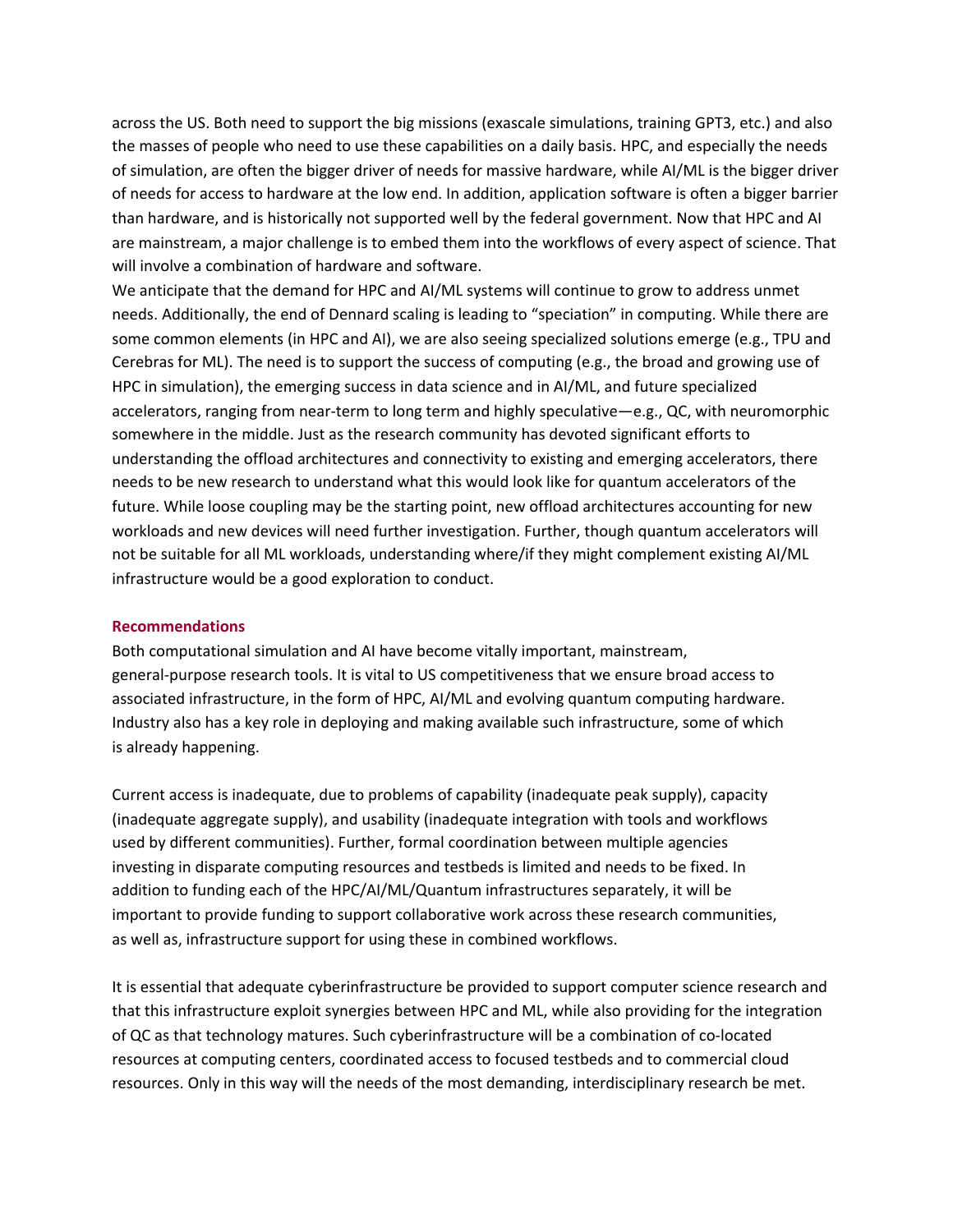across the US. Both need to support the big missions (exascale simulations, training GPT3, etc.) and also the masses of people who need to use these capabilities on a daily basis. HPC, and especially the needs of simulation, are often the bigger driver of needs for massive hardware, while AI/ML is the bigger driver of needs for access to hardware at the low end. In addition, application software is often a bigger barrier than hardware, and is historically not supported well by the federal government. Now that HPC and AI are mainstream, a major challenge is to embed them into the workflows of every aspect of science. That will involve a combination of hardware and software.

We anticipate that the demand for HPC and AI/ML systems will continue to grow to address unmet needs. Additionally, the end of Dennard scaling is leading to "speciation" in computing. While there are some common elements (in HPC and AI), we are also seeing specialized solutions emerge (e.g., TPU and Cerebras for ML). The need is to support the success of computing (e.g., the broad and growing use of HPC in simulation), the emerging success in data science and in AI/ML, and future specialized accelerators, ranging from near-term to long term and highly speculative—e.g., QC, with neuromorphic somewhere in the middle. Just as the research community has devoted significant efforts to understanding the offload architectures and connectivity to existing and emerging accelerators, there needs to be new research to understand what this would look like for quantum accelerators of the future. While loose coupling may be the starting point, new offload architectures accounting for new workloads and new devices will need further investigation. Further, though quantum accelerators will not be suitable for all ML workloads, understanding where/if they might complement existing AI/ML infrastructure would be a good exploration to conduct.

## Recommendations

Both computational simulation and AI have become vitally important, mainstream, general-purpose research tools. It is vital to US competitiveness that we ensure broad access to associated infrastructure, in the form of HPC, AI/ML and evolving quantum computing hardware. Industry also has a key role in deploying and making available such infrastructure, some of which is already happening.

Current access is inadequate, due to problems of capability (inadequate peak supply), capacity (inadequate aggregate supply), and usability (inadequate integration with tools and workflows used by different communities). Further, formal coordination between multiple agencies investing in disparate computing resources and testbeds is limited and needs to be fixed. In addition to funding each of the HPC/AI/ML/Quantum infrastructures separately, it will be important to provide funding to support collaborative work across these research communities, as well as, infrastructure support for using these in combined workflows.

It is essential that adequate cyberinfrastructure be provided to support computer science research and that this infrastructure exploit synergies between HPC and ML, while also providing for the integration of QC as that technology matures. Such cyberinfrastructure will be a combination of co-located resources at computing centers, coordinated access to focused testbeds and to commercial cloud resources. Only in this way will the needs of the most demanding, interdisciplinary research be met.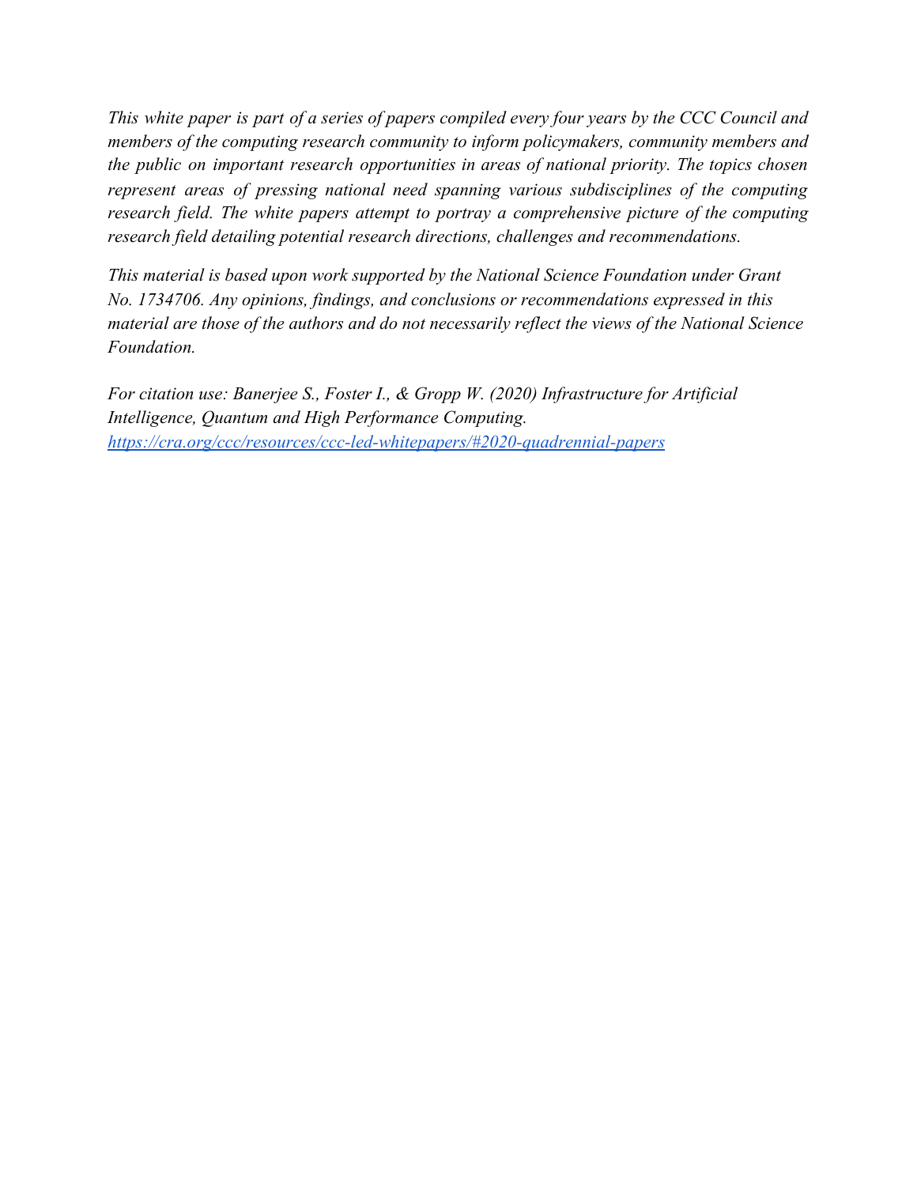*This white paper is part of a series of papers compiled every four years by the CCC Council and members of the computing research community to inform policymakers, community members and the public on important research opportunities in areas of national priority. The topics chosen represent areas of pressing national need spanning various subdisciplines of the computing research field. The white papers attempt to portray a comprehensive picture of the computing research field detailing potential research directions, challenges and recommendations.*

*This material is based upon work supported by the National Science Foundation under Grant No. 1734706. Any opinions, findings, and conclusions or recommendations expressed in this material are those of the authors and do not necessarily reflect the views of the National Science Foundation.*

*For citation use: Banerjee S., Foster I., & Gropp W. (2020) Infrastructure for Artificial Intelligence, Quantum and High Performance Computing.* [*https://cra.org/ccc/resources/ccc-led-whitepapers/#2020-quadrennial-papers*](https://cra.org/ccc/resources/ccc-led-whitepapers/#2020-quadrennial-papers)